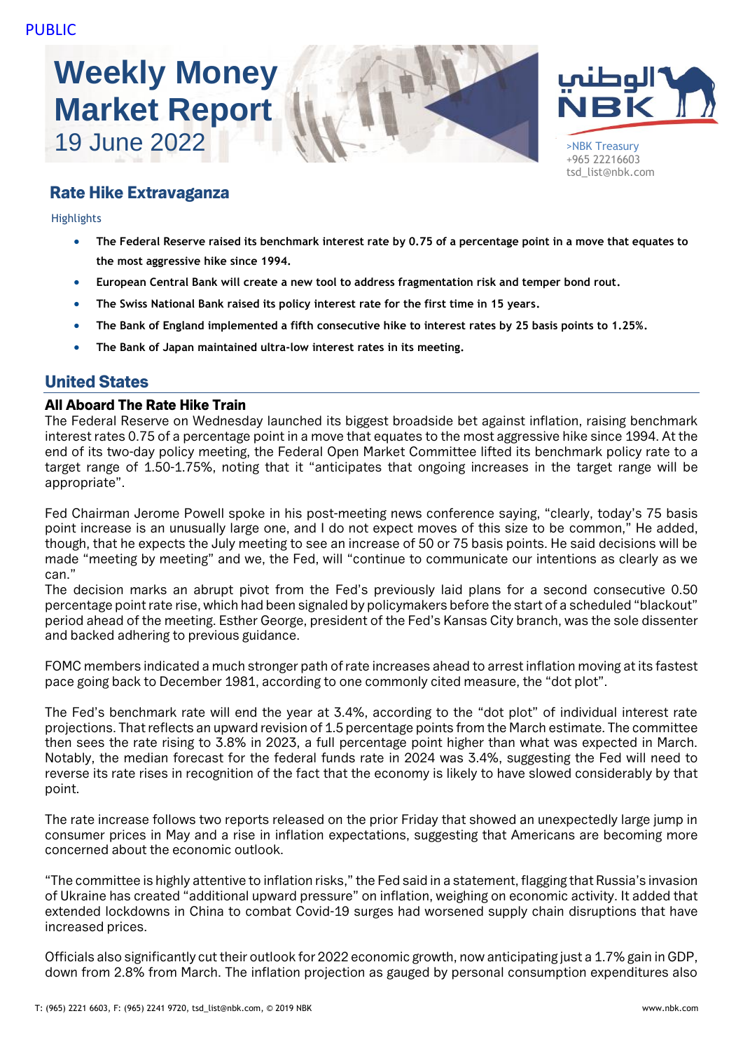PUBLIC

# Weekly Money Market Report

19 June 2022

>NBK Treasury
+965 22216603
tsd_list@nbk.com

## Rate Hike Extravaganza

Highlights

- **The Federal Reserve raised its benchmark interest rate by 0.75 of a percentage point in a move that equates to the most aggressive hike since 1994.**
- **European Central Bank will create a new tool to address fragmentation risk and temper bond rout.**
- **The Swiss National Bank raised its policy interest rate for the first time in 15 years.**
- **The Bank of England implemented a fifth consecutive hike to interest rates by 25 basis points to 1.25%.**
- **The Bank of Japan maintained ultra-low interest rates in its meeting.**

## United States

### All Aboard The Rate Hike Train

The Federal Reserve on Wednesday launched its biggest broadside bet against inflation, raising benchmark interest rates 0.75 of a percentage point in a move that equates to the most aggressive hike since 1994. At the end of its two-day policy meeting, the Federal Open Market Committee lifted its benchmark policy rate to a target range of 1.50-1.75%, noting that it "anticipates that ongoing increases in the target range will be appropriate".

Fed Chairman Jerome Powell spoke in his post-meeting news conference saying, "clearly, today's 75 basis point increase is an unusually large one, and I do not expect moves of this size to be common," He added, though, that he expects the July meeting to see an increase of 50 or 75 basis points. He said decisions will be made "meeting by meeting" and we, the Fed, will "continue to communicate our intentions as clearly as we can."
The decision marks an abrupt pivot from the Fed's previously laid plans for a second consecutive 0.50 percentage point rate rise, which had been signaled by policymakers before the start of a scheduled "blackout" period ahead of the meeting. Esther George, president of the Fed's Kansas City branch, was the sole dissenter and backed adhering to previous guidance.

FOMC members indicated a much stronger path of rate increases ahead to arrest inflation moving at its fastest pace going back to December 1981, according to one commonly cited measure, the "dot plot".

The Fed's benchmark rate will end the year at 3.4%, according to the "dot plot" of individual interest rate projections. That reflects an upward revision of 1.5 percentage points from the March estimate. The committee then sees the rate rising to 3.8% in 2023, a full percentage point higher than what was expected in March. Notably, the median forecast for the federal funds rate in 2024 was 3.4%, suggesting the Fed will need to reverse its rate rises in recognition of the fact that the economy is likely to have slowed considerably by that point.

The rate increase follows two reports released on the prior Friday that showed an unexpectedly large jump in consumer prices in May and a rise in inflation expectations, suggesting that Americans are becoming more concerned about the economic outlook.

"The committee is highly attentive to inflation risks," the Fed said in a statement, flagging that Russia's invasion of Ukraine has created "additional upward pressure" on inflation, weighing on economic activity. It added that extended lockdowns in China to combat Covid-19 surges had worsened supply chain disruptions that have increased prices.

Officials also significantly cut their outlook for 2022 economic growth, now anticipating just a 1.7% gain in GDP, down from 2.8% from March. The inflation projection as gauged by personal consumption expenditures also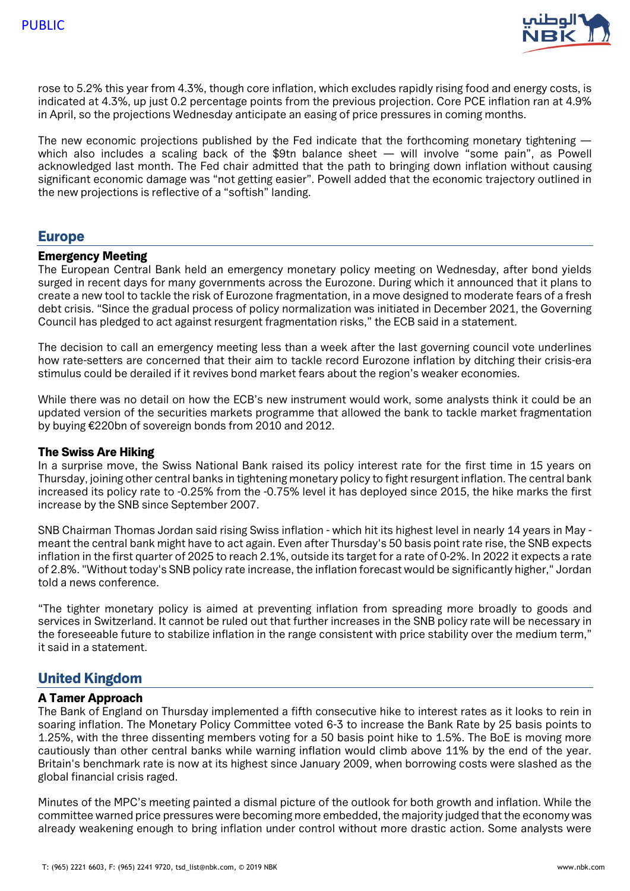rose to 5.2% this year from 4.3%, though core inflation, which excludes rapidly rising food and energy costs, is indicated at 4.3%, up just 0.2 percentage points from the previous projection. Core PCE inflation ran at 4.9% in April, so the projections Wednesday anticipate an easing of price pressures in coming months.

The new economic projections published by the Fed indicate that the forthcoming monetary tightening — which also includes a scaling back of the $9tn balance sheet — will involve "some pain", as Powell acknowledged last month. The Fed chair admitted that the path to bringing down inflation without causing significant economic damage was "not getting easier". Powell added that the economic trajectory outlined in the new projections is reflective of a "softish" landing.

## Europe

### Emergency Meeting

The European Central Bank held an emergency monetary policy meeting on Wednesday, after bond yields surged in recent days for many governments across the Eurozone. During which it announced that it plans to create a new tool to tackle the risk of Eurozone fragmentation, in a move designed to moderate fears of a fresh debt crisis. "Since the gradual process of policy normalization was initiated in December 2021, the Governing Council has pledged to act against resurgent fragmentation risks," the ECB said in a statement.

The decision to call an emergency meeting less than a week after the last governing council vote underlines how rate-setters are concerned that their aim to tackle record Eurozone inflation by ditching their crisis-era stimulus could be derailed if it revives bond market fears about the region's weaker economies.

While there was no detail on how the ECB's new instrument would work, some analysts think it could be an updated version of the securities markets programme that allowed the bank to tackle market fragmentation by buying €220bn of sovereign bonds from 2010 and 2012.

### The Swiss Are Hiking

In a surprise move, the Swiss National Bank raised its policy interest rate for the first time in 15 years on Thursday, joining other central banks in tightening monetary policy to fight resurgent inflation. The central bank increased its policy rate to -0.25% from the -0.75% level it has deployed since 2015, the hike marks the first increase by the SNB since September 2007.

SNB Chairman Thomas Jordan said rising Swiss inflation - which hit its highest level in nearly 14 years in May - meant the central bank might have to act again. Even after Thursday's 50 basis point rate rise, the SNB expects inflation in the first quarter of 2025 to reach 2.1%, outside its target for a rate of 0-2%. In 2022 it expects a rate of 2.8%. "Without today's SNB policy rate increase, the inflation forecast would be significantly higher," Jordan told a news conference.

"The tighter monetary policy is aimed at preventing inflation from spreading more broadly to goods and services in Switzerland. It cannot be ruled out that further increases in the SNB policy rate will be necessary in the foreseeable future to stabilize inflation in the range consistent with price stability over the medium term," it said in a statement.

## United Kingdom

### A Tamer Approach

The Bank of England on Thursday implemented a fifth consecutive hike to interest rates as it looks to rein in soaring inflation. The Monetary Policy Committee voted 6-3 to increase the Bank Rate by 25 basis points to 1.25%, with the three dissenting members voting for a 50 basis point hike to 1.5%. The BoE is moving more cautiously than other central banks while warning inflation would climb above 11% by the end of the year. Britain's benchmark rate is now at its highest since January 2009, when borrowing costs were slashed as the global financial crisis raged.

Minutes of the MPC's meeting painted a dismal picture of the outlook for both growth and inflation. While the committee warned price pressures were becoming more embedded, the majority judged that the economy was already weakening enough to bring inflation under control without more drastic action. Some analysts were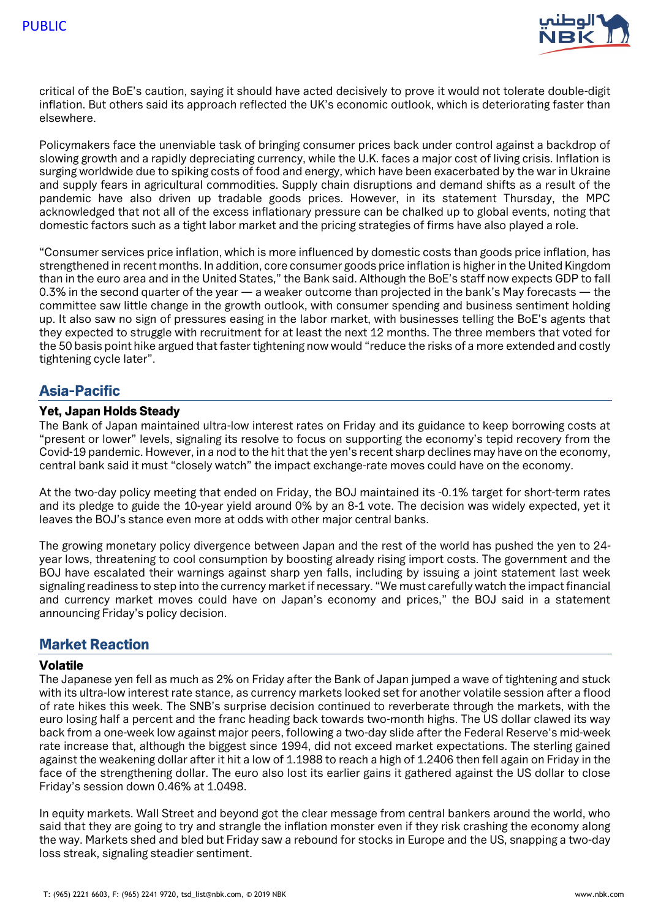critical of the BoE's caution, saying it should have acted decisively to prove it would not tolerate double-digit inflation. But others said its approach reflected the UK's economic outlook, which is deteriorating faster than elsewhere.

Policymakers face the unenviable task of bringing consumer prices back under control against a backdrop of slowing growth and a rapidly depreciating currency, while the U.K. faces a major cost of living crisis. Inflation is surging worldwide due to spiking costs of food and energy, which have been exacerbated by the war in Ukraine and supply fears in agricultural commodities. Supply chain disruptions and demand shifts as a result of the pandemic have also driven up tradable goods prices. However, in its statement Thursday, the MPC acknowledged that not all of the excess inflationary pressure can be chalked up to global events, noting that domestic factors such as a tight labor market and the pricing strategies of firms have also played a role.

"Consumer services price inflation, which is more influenced by domestic costs than goods price inflation, has strengthened in recent months. In addition, core consumer goods price inflation is higher in the United Kingdom than in the euro area and in the United States," the Bank said. Although the BoE's staff now expects GDP to fall 0.3% in the second quarter of the year — a weaker outcome than projected in the bank's May forecasts — the committee saw little change in the growth outlook, with consumer spending and business sentiment holding up. It also saw no sign of pressures easing in the labor market, with businesses telling the BoE's agents that they expected to struggle with recruitment for at least the next 12 months. The three members that voted for the 50 basis point hike argued that faster tightening now would "reduce the risks of a more extended and costly tightening cycle later".

## Asia-Pacific

### Yet, Japan Holds Steady

The Bank of Japan maintained ultra-low interest rates on Friday and its guidance to keep borrowing costs at "present or lower" levels, signaling its resolve to focus on supporting the economy's tepid recovery from the Covid-19 pandemic. However, in a nod to the hit that the yen's recent sharp declines may have on the economy, central bank said it must "closely watch" the impact exchange-rate moves could have on the economy.

At the two-day policy meeting that ended on Friday, the BOJ maintained its -0.1% target for short-term rates and its pledge to guide the 10-year yield around 0% by an 8-1 vote. The decision was widely expected, yet it leaves the BOJ's stance even more at odds with other major central banks.

The growing monetary policy divergence between Japan and the rest of the world has pushed the yen to 24-year lows, threatening to cool consumption by boosting already rising import costs. The government and the BOJ have escalated their warnings against sharp yen falls, including by issuing a joint statement last week signaling readiness to step into the currency market if necessary. "We must carefully watch the impact financial and currency market moves could have on Japan's economy and prices," the BOJ said in a statement announcing Friday's policy decision.

## Market Reaction

### Volatile

The Japanese yen fell as much as 2% on Friday after the Bank of Japan jumped a wave of tightening and stuck with its ultra-low interest rate stance, as currency markets looked set for another volatile session after a flood of rate hikes this week. The SNB's surprise decision continued to reverberate through the markets, with the euro losing half a percent and the franc heading back towards two-month highs. The US dollar clawed its way back from a one-week low against major peers, following a two-day slide after the Federal Reserve's mid-week rate increase that, although the biggest since 1994, did not exceed market expectations. The sterling gained against the weakening dollar after it hit a low of 1.1988 to reach a high of 1.2406 then fell again on Friday in the face of the strengthening dollar. The euro also lost its earlier gains it gathered against the US dollar to close Friday's session down 0.46% at 1.0498.

In equity markets. Wall Street and beyond got the clear message from central bankers around the world, who said that they are going to try and strangle the inflation monster even if they risk crashing the economy along the way. Markets shed and bled but Friday saw a rebound for stocks in Europe and the US, snapping a two-day loss streak, signaling steadier sentiment.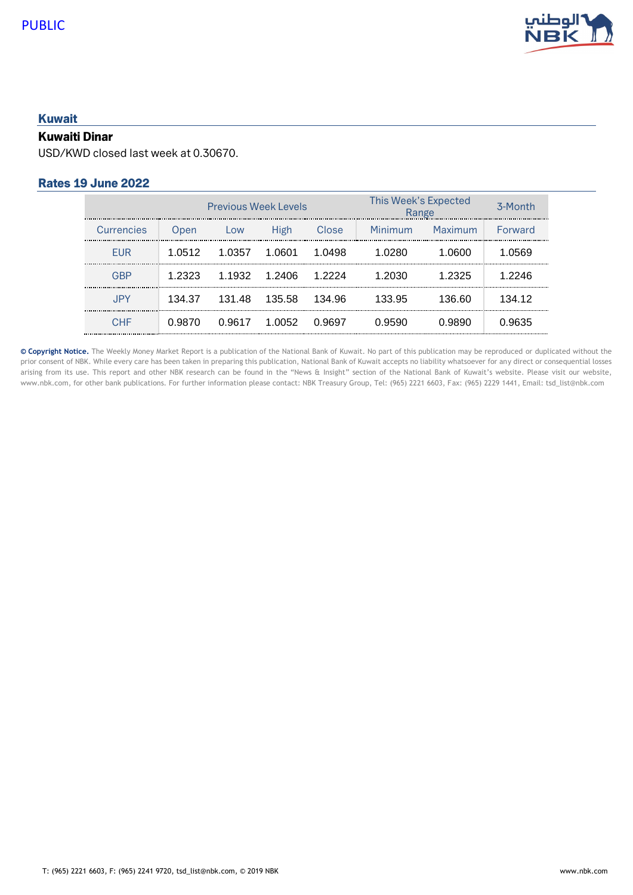## Kuwait

### Kuwaiti Dinar

USD/KWD closed last week at 0.30670.

## Rates 19 June 2022

| | Previous Week Levels | | | | This Week's Expected Range | | 3-Month |
|---|---|---|---|---|---|---|---|
| Currencies | Open | Low | High | Close | Minimum | Maximum | Forward |
| EUR | 1.0512 | 1.0357 | 1.0601 | 1.0498 | 1.0280 | 1.0600 | 1.0569 |
| GBP | 1.2323 | 1.1932 | 1.2406 | 1.2224 | 1.2030 | 1.2325 | 1.2246 |
| JPY | 134.37 | 131.48 | 135.58 | 134.96 | 133.95 | 136.60 | 134.12 |
| CHF | 0.9870 | 0.9617 | 1.0052 | 0.9697 | 0.9590 | 0.9890 | 0.9635 |

**© Copyright Notice.** The Weekly Money Market Report is a publication of the National Bank of Kuwait. No part of this publication may be reproduced or duplicated without the prior consent of NBK. While every care has been taken in preparing this publication, National Bank of Kuwait accepts no liability whatsoever for any direct or consequential losses arising from its use. This report and other NBK research can be found in the "News & Insight" section of the National Bank of Kuwait's website. Please visit our website, www.nbk.com, for other bank publications. For further information please contact: NBK Treasury Group, Tel: (965) 2221 6603, Fax: (965) 2229 1441, Email: tsd_list@nbk.com